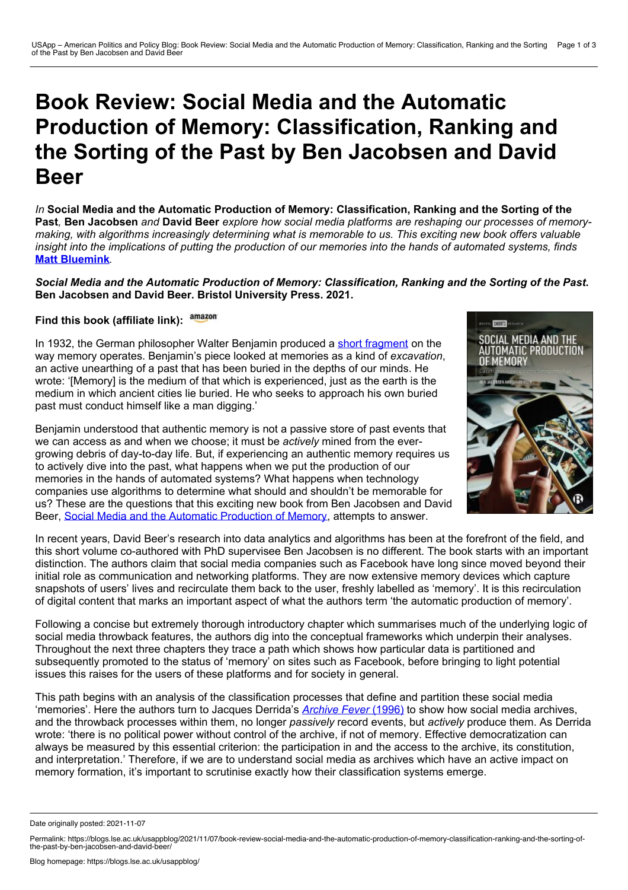# Book Review: Social Media and the Automatic Production of Memory: Classification, Ranking and the Sorting of the Past by Ben Jacobsen and David Beer

*In* ***Social Media and the Automatic Production of Memory: Classification, Ranking and the Sorting of the Past*****,** **Ben Jacobsen** *and* **David Beer** *explore how social media platforms are reshaping our processes of memory-making, with algorithms increasingly determining what is memorable to us. This exciting new book offers valuable insight into the implications of putting the production of our memories into the hands of automated systems, finds* **Matt Bluemink***.*

***Social Media and the Automatic Production of Memory: Classification, Ranking and the Sorting of the Past*****. Ben Jacobsen and David Beer. Bristol University Press. 2021.**

**Find this book (affiliate link):** amazon

In 1932, the German philosopher Walter Benjamin produced a short fragment on the way memory operates. Benjamin's piece looked at memories as a kind of *excavation*, an active unearthing of a past that has been buried in the depths of our minds. He wrote: '[Memory] is the medium of that which is experienced, just as the earth is the medium in which ancient cities lie buried. He who seeks to approach his own buried past must conduct himself like a man digging.'

Benjamin understood that authentic memory is not a passive store of past events that we can access as and when we choose; it must be *actively* mined from the ever-growing debris of day-to-day life. But, if experiencing an authentic memory requires us to actively dive into the past, what happens when we put the production of our memories in the hands of automated systems? What happens when technology companies use algorithms to determine what should and shouldn't be memorable for us? These are the questions that this exciting new book from Ben Jacobsen and David Beer, Social Media and the Automatic Production of Memory, attempts to answer.

In recent years, David Beer's research into data analytics and algorithms has been at the forefront of the field, and this short volume co-authored with PhD supervisee Ben Jacobsen is no different. The book starts with an important distinction. The authors claim that social media companies such as Facebook have long since moved beyond their initial role as communication and networking platforms. They are now extensive memory devices which capture snapshots of users' lives and recirculate them back to the user, freshly labelled as 'memory'. It is this recirculation of digital content that marks an important aspect of what the authors term 'the automatic production of memory'.

Following a concise but extremely thorough introductory chapter which summarises much of the underlying logic of social media throwback features, the authors dig into the conceptual frameworks which underpin their analyses. Throughout the next three chapters they trace a path which shows how particular data is partitioned and subsequently promoted to the status of 'memory' on sites such as Facebook, before bringing to light potential issues this raises for the users of these platforms and for society in general.

This path begins with an analysis of the classification processes that define and partition these social media 'memories'. Here the authors turn to Jacques Derrida's *Archive Fever* (1996) to show how social media archives, and the throwback processes within them, no longer *passively* record events, but *actively* produce them. As Derrida wrote: 'there is no political power without control of the archive, if not of memory. Effective democratization can always be measured by this essential criterion: the participation in and the access to the archive, its constitution, and interpretation.' Therefore, if we are to understand social media as archives which have an active impact on memory formation, it's important to scrutinise exactly how their classification systems emerge.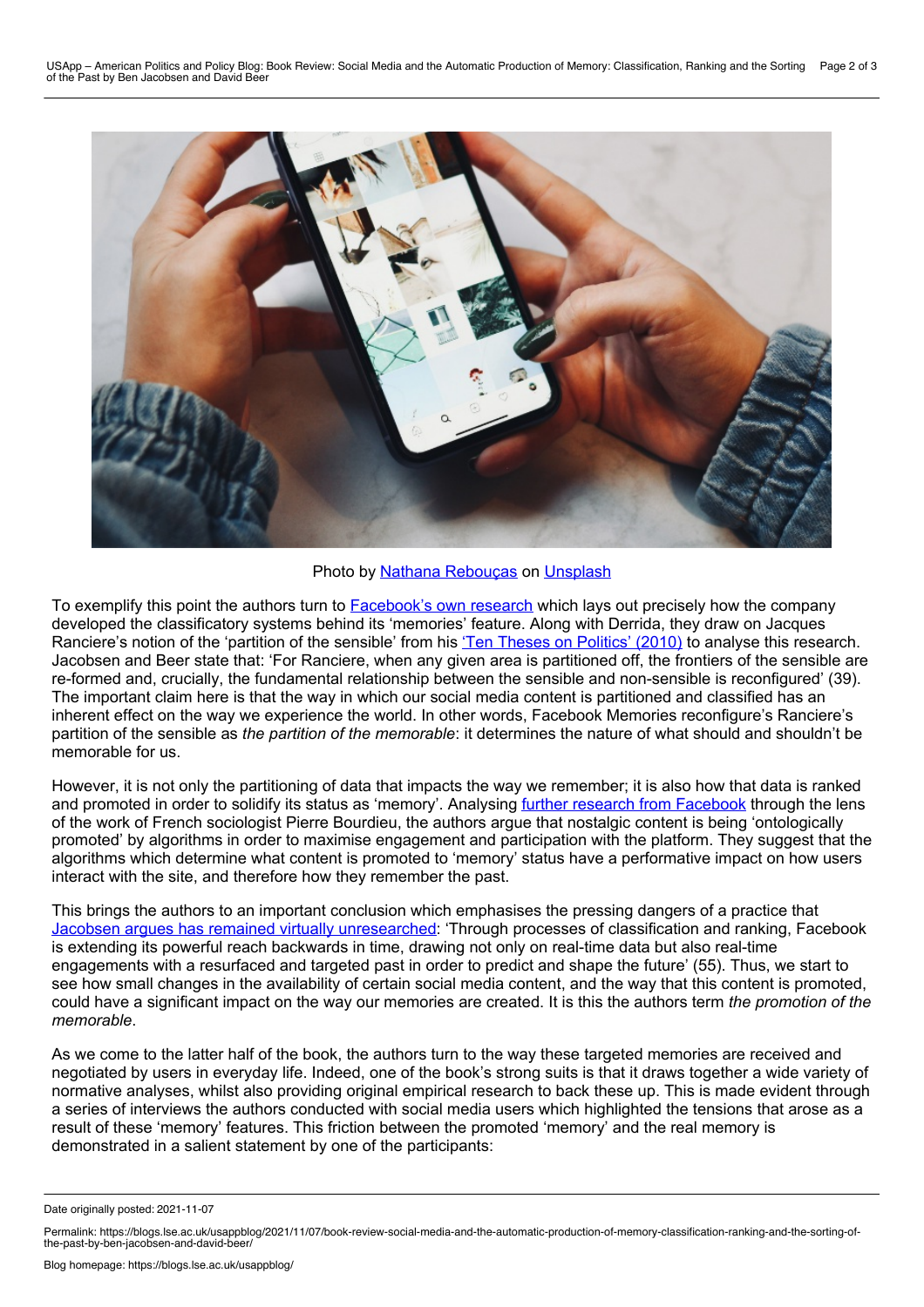Photo by Nathana Rebouças on Unsplash

To exemplify this point the authors turn to Facebook's own research which lays out precisely how the company developed the classificatory systems behind its 'memories' feature. Along with Derrida, they draw on Jacques Ranciere's notion of the 'partition of the sensible' from his 'Ten Theses on Politics' (2010) to analyse this research. Jacobsen and Beer state that: 'For Ranciere, when any given area is partitioned off, the frontiers of the sensible are re-formed and, crucially, the fundamental relationship between the sensible and non-sensible is reconfigured' (39). The important claim here is that the way in which our social media content is partitioned and classified has an inherent effect on the way we experience the world. In other words, Facebook Memories reconfigure's Ranciere's partition of the sensible as *the partition of the memorable*: it determines the nature of what should and shouldn't be memorable for us.

However, it is not only the partitioning of data that impacts the way we remember; it is also how that data is ranked and promoted in order to solidify its status as 'memory'. Analysing further research from Facebook through the lens of the work of French sociologist Pierre Bourdieu, the authors argue that nostalgic content is being 'ontologically promoted' by algorithms in order to maximise engagement and participation with the platform. They suggest that the algorithms which determine what content is promoted to 'memory' status have a performative impact on how users interact with the site, and therefore how they remember the past.

This brings the authors to an important conclusion which emphasises the pressing dangers of a practice that Jacobsen argues has remained virtually unresearched: 'Through processes of classification and ranking, Facebook is extending its powerful reach backwards in time, drawing not only on real-time data but also real-time engagements with a resurfaced and targeted past in order to predict and shape the future' (55). Thus, we start to see how small changes in the availability of certain social media content, and the way that this content is promoted, could have a significant impact on the way our memories are created. It is this the authors term *the promotion of the memorable*.

As we come to the latter half of the book, the authors turn to the way these targeted memories are received and negotiated by users in everyday life. Indeed, one of the book's strong suits is that it draws together a wide variety of normative analyses, whilst also providing original empirical research to back these up. This is made evident through a series of interviews the authors conducted with social media users which highlighted the tensions that arose as a result of these 'memory' features. This friction between the promoted 'memory' and the real memory is demonstrated in a salient statement by one of the participants: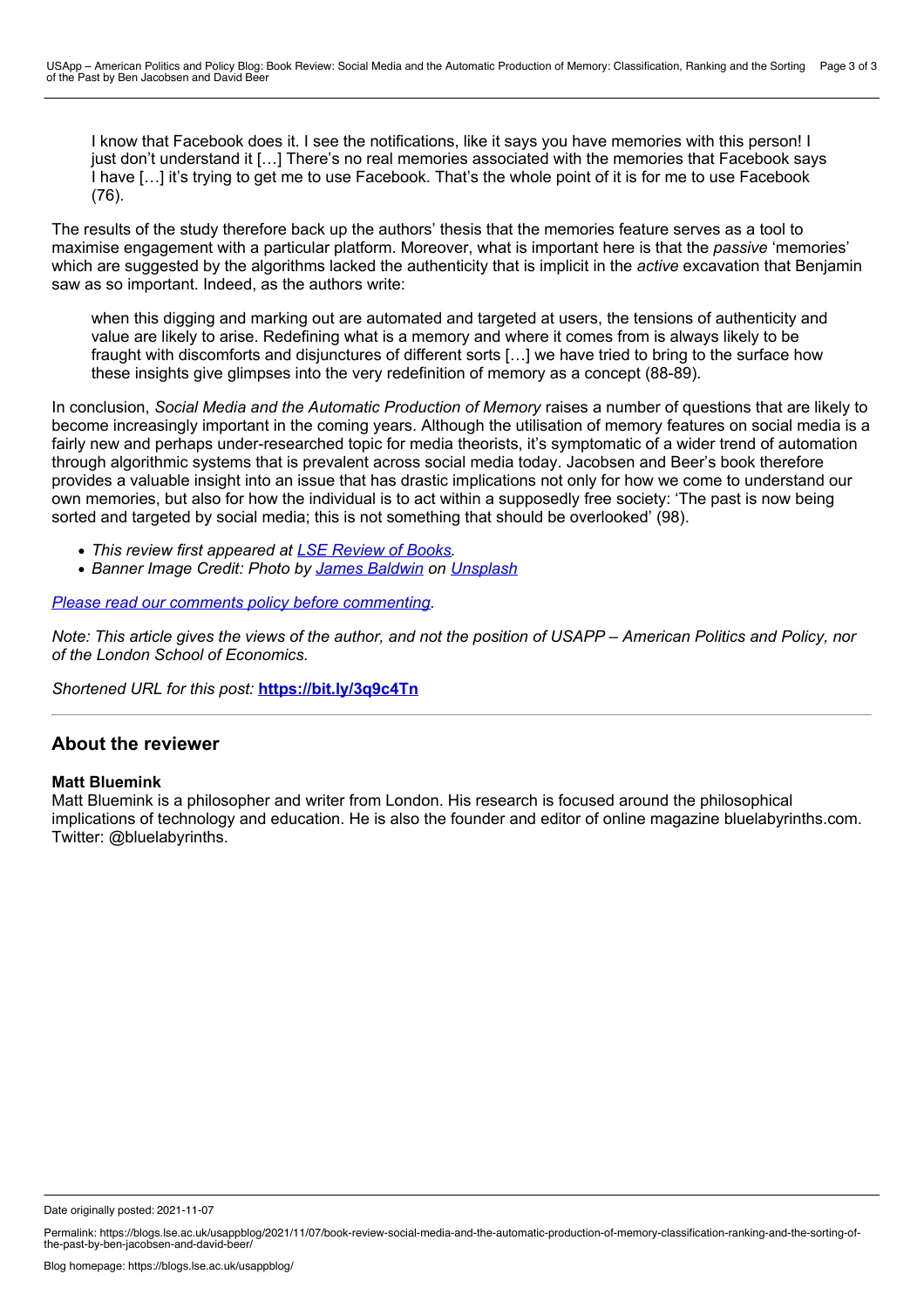> I know that Facebook does it. I see the notifications, like it says you have memories with this person! I just don't understand it […] There's no real memories associated with the memories that Facebook says I have […] it's trying to get me to use Facebook. That's the whole point of it is for me to use Facebook (76).

The results of the study therefore back up the authors' thesis that the memories feature serves as a tool to maximise engagement with a particular platform. Moreover, what is important here is that the *passive* 'memories' which are suggested by the algorithms lacked the authenticity that is implicit in the *active* excavation that Benjamin saw as so important. Indeed, as the authors write:

> when this digging and marking out are automated and targeted at users, the tensions of authenticity and value are likely to arise. Redefining what is a memory and where it comes from is always likely to be fraught with discomforts and disjunctures of different sorts […] we have tried to bring to the surface how these insights give glimpses into the very redefinition of memory as a concept (88-89).

In conclusion, *Social Media and the Automatic Production of Memory* raises a number of questions that are likely to become increasingly important in the coming years. Although the utilisation of memory features on social media is a fairly new and perhaps under-researched topic for media theorists, it's symptomatic of a wider trend of automation through algorithmic systems that is prevalent across social media today. Jacobsen and Beer's book therefore provides a valuable insight into an issue that has drastic implications not only for how we come to understand our own memories, but also for how the individual is to act within a supposedly free society: 'The past is now being sorted and targeted by social media; this is not something that should be overlooked' (98).

- *This review first appeared at LSE Review of Books.*
- *Banner Image Credit: Photo by James Baldwin on Unsplash*

*Please read our comments policy before commenting.*

*Note: This article gives the views of the author, and not the position of USAPP – American Politics and Policy, nor of the London School of Economics.*

*Shortened URL for this post:* **https://bit.ly/3q9c4Tn**

---

## About the reviewer

**Matt Bluemink**
Matt Bluemink is a philosopher and writer from London. His research is focused around the philosophical implications of technology and education. He is also the founder and editor of online magazine bluelabyrinths.com. Twitter: @bluelabyrinths.